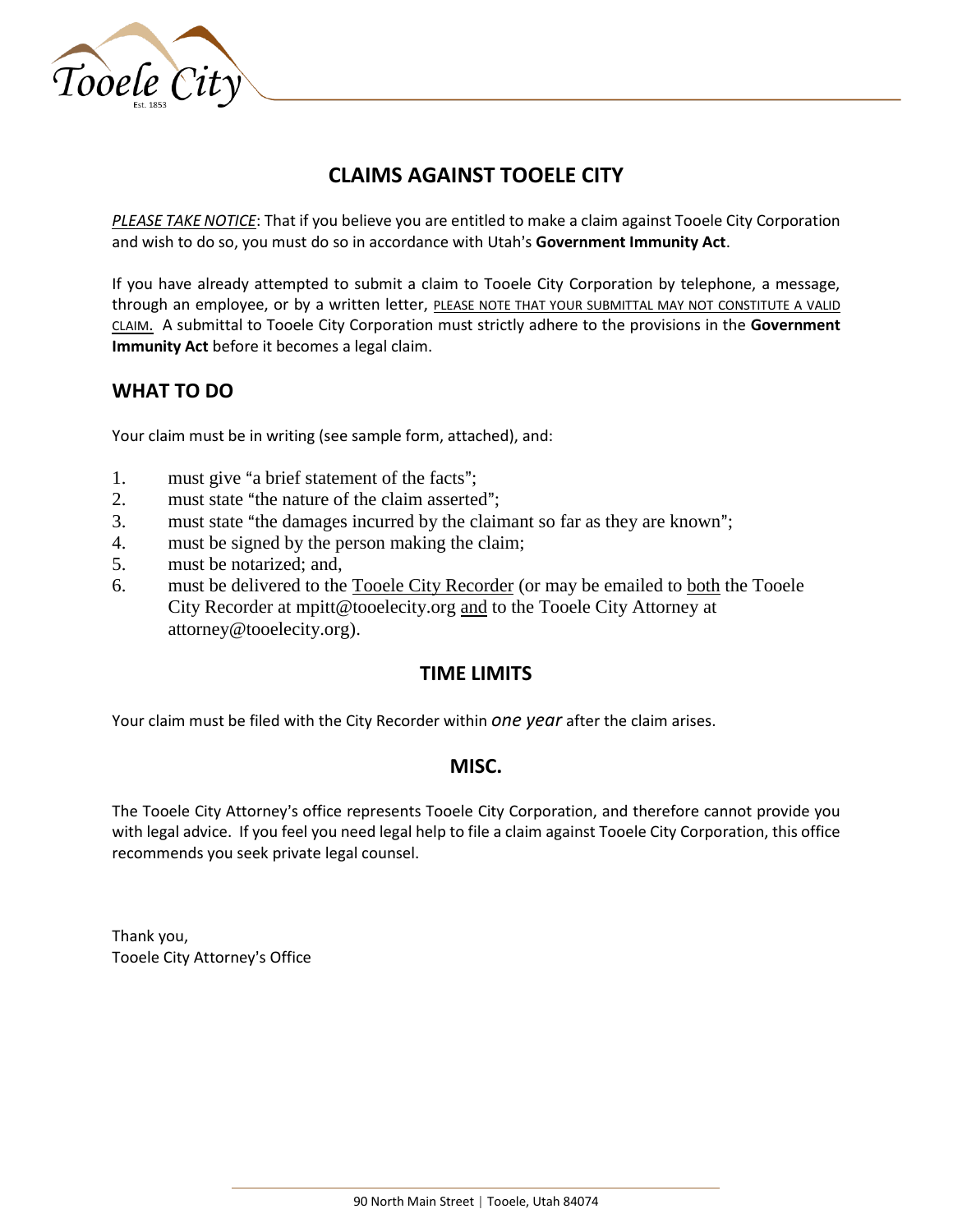# CLAIMS AGAINST TOOELE CITY

*PLEASE TAKE NOTICE*: That if you believe you are entitled to make a claim against Tooele City Corporation and wish to do so, you must do so in accordance with Utah's **Government Immunity Act**.

If you have already attempted to submit a claim to Tooele City Corporation by telephone, a message, through an employee, or by a written letter, PLEASE NOTE THAT YOUR SUBMITTAL MAY NOT CONSTITUTE A VALID CLAIM. A submittal to Tooele City Corporation must strictly adhere to the provisions in the **Government Immunity Act** before it becomes a legal claim.

## WHAT TO DO

Your claim must be in writing (see sample form, attached), and:

1. must give "a brief statement of the facts";
2. must state "the nature of the claim asserted";
3. must state "the damages incurred by the claimant so far as they are known";
4. must be signed by the person making the claim;
5. must be notarized; and,
6. must be delivered to the Tooele City Recorder (or may be emailed to both the Tooele City Recorder at mpitt@tooelecity.org and to the Tooele City Attorney at attorney@tooelecity.org).

## TIME LIMITS

Your claim must be filed with the City Recorder within *one year* after the claim arises.

## MISC.

The Tooele City Attorney's office represents Tooele City Corporation, and therefore cannot provide you with legal advice. If you feel you need legal help to file a claim against Tooele City Corporation, this office recommends you seek private legal counsel.

Thank you,
Tooele City Attorney's Office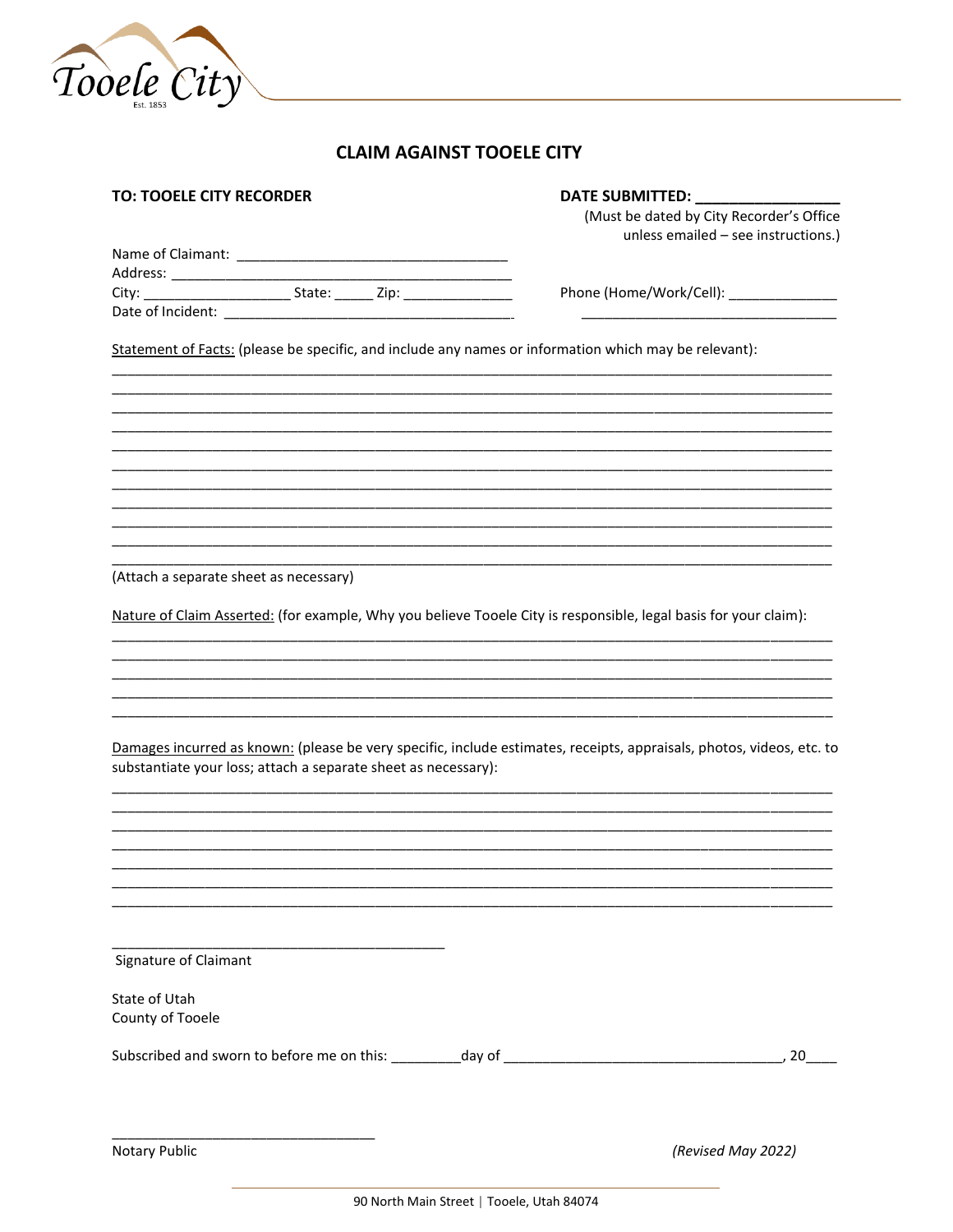Tooele City
Est. 1853

# CLAIM AGAINST TOOELE CITY

**TO: TOOELE CITY RECORDER**

**DATE SUBMITTED: _________________**
(Must be dated by City Recorder's Office unless emailed – see instructions.)

Name of Claimant: ___________________________________

Address: ___________________________________________

City: ___________________ State: _____ Zip: ______________

Phone (Home/Work/Cell): ______________

_________________________________

Date of Incident: ______________________________________

Statement of Facts: (please be specific, and include any names or information which may be relevant):

_____________________________________________________________________________________________
_____________________________________________________________________________________________
_____________________________________________________________________________________________
_____________________________________________________________________________________________
_____________________________________________________________________________________________
_____________________________________________________________________________________________
_____________________________________________________________________________________________
_____________________________________________________________________________________________
_____________________________________________________________________________________________
_____________________________________________________________________________________________
_____________________________________________________________________________________________

(Attach a separate sheet as necessary)

Nature of Claim Asserted: (for example, Why you believe Tooele City is responsible, legal basis for your claim):

_____________________________________________________________________________________________
_____________________________________________________________________________________________
_____________________________________________________________________________________________
_____________________________________________________________________________________________
_____________________________________________________________________________________________

Damages incurred as known: (please be very specific, include estimates, receipts, appraisals, photos, videos, etc. to substantiate your loss; attach a separate sheet as necessary):

_____________________________________________________________________________________________
_____________________________________________________________________________________________
_____________________________________________________________________________________________
_____________________________________________________________________________________________
_____________________________________________________________________________________________
_____________________________________________________________________________________________
_____________________________________________________________________________________________

_____________________________________________
Signature of Claimant

State of Utah
County of Tooele

Subscribed and sworn to before me on this: _________day of ___________________________________, 20____

_________________________________
Notary Public

*(Revised May 2022)*

90 North Main Street | Tooele, Utah 84074